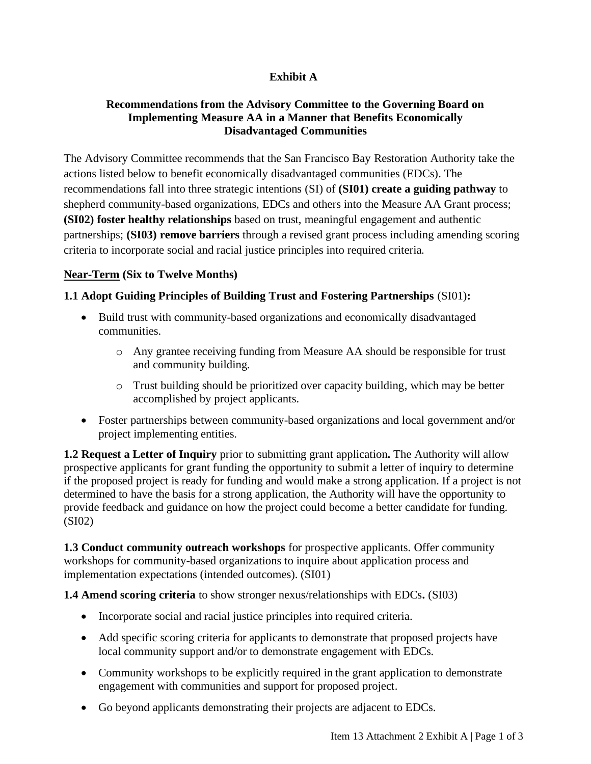# Exhibit A

## Recommendations from the Advisory Committee to the Governing Board on Implementing Measure AA in a Manner that Benefits Economically Disadvantaged Communities

The Advisory Committee recommends that the San Francisco Bay Restoration Authority take the actions listed below to benefit economically disadvantaged communities (EDCs). The recommendations fall into three strategic intentions (SI) of **(SI01) create a guiding pathway** to shepherd community-based organizations, EDCs and others into the Measure AA Grant process; **(SI02) foster healthy relationships** based on trust, meaningful engagement and authentic partnerships; **(SI03) remove barriers** through a revised grant process including amending scoring criteria to incorporate social and racial justice principles into required criteria.

### Near-Term (Six to Twelve Months)

**1.1 Adopt Guiding Principles of Building Trust and Fostering Partnerships** (SI01)**:**

- Build trust with community-based organizations and economically disadvantaged communities.
  - Any grantee receiving funding from Measure AA should be responsible for trust and community building.
  - Trust building should be prioritized over capacity building, which may be better accomplished by project applicants.
- Foster partnerships between community-based organizations and local government and/or project implementing entities.

**1.2 Request a Letter of Inquiry** prior to submitting grant application**.** The Authority will allow prospective applicants for grant funding the opportunity to submit a letter of inquiry to determine if the proposed project is ready for funding and would make a strong application. If a project is not determined to have the basis for a strong application, the Authority will have the opportunity to provide feedback and guidance on how the project could become a better candidate for funding. (SI02)

**1.3 Conduct community outreach workshops** for prospective applicants. Offer community workshops for community-based organizations to inquire about application process and implementation expectations (intended outcomes). (SI01)

**1.4 Amend scoring criteria** to show stronger nexus/relationships with EDCs**.** (SI03)

- Incorporate social and racial justice principles into required criteria.
- Add specific scoring criteria for applicants to demonstrate that proposed projects have local community support and/or to demonstrate engagement with EDCs.
- Community workshops to be explicitly required in the grant application to demonstrate engagement with communities and support for proposed project.
- Go beyond applicants demonstrating their projects are adjacent to EDCs.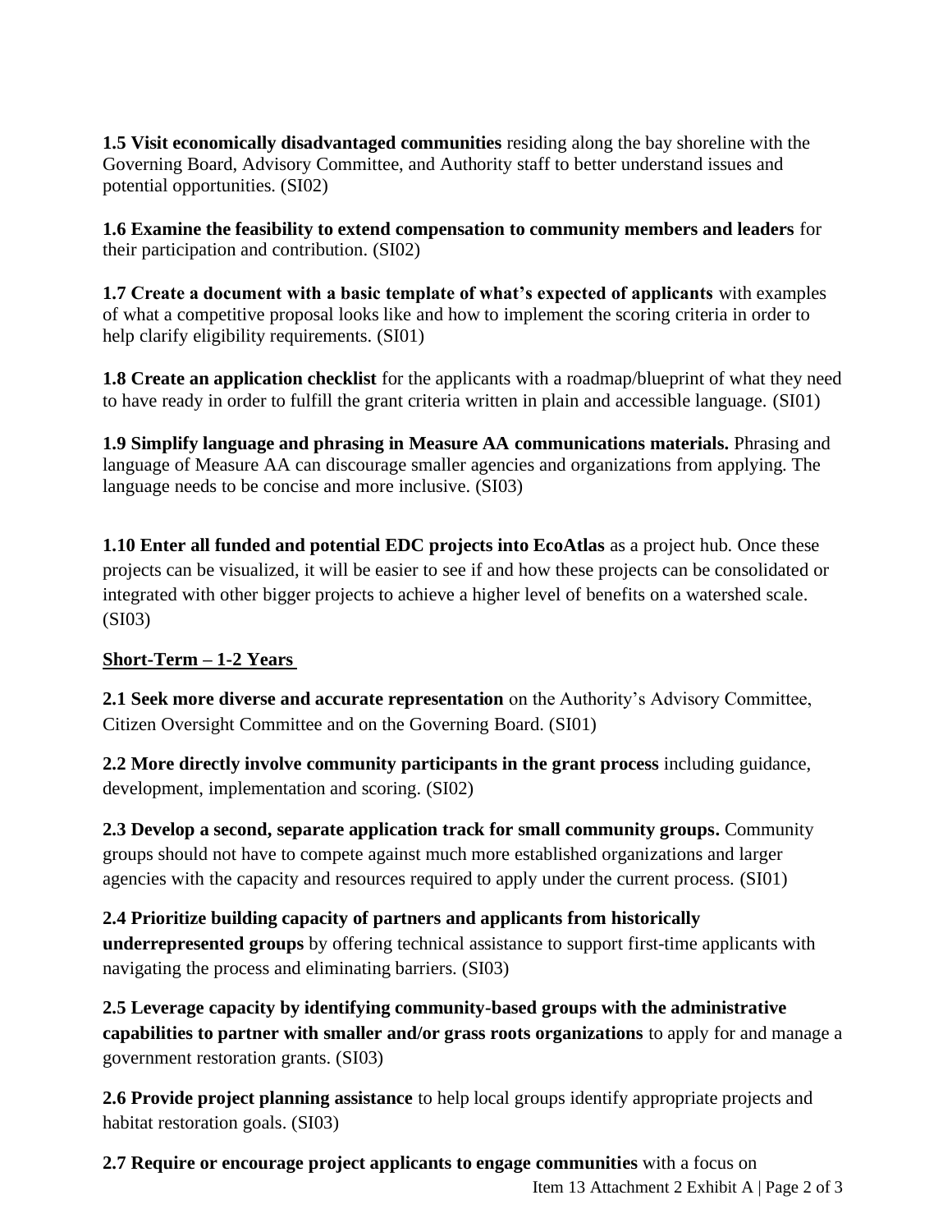**1.5 Visit economically disadvantaged communities** residing along the bay shoreline with the Governing Board, Advisory Committee, and Authority staff to better understand issues and potential opportunities. (SI02)

**1.6 Examine the feasibility to extend compensation to community members and leaders** for their participation and contribution. (SI02)

**1.7 Create a document with a basic template of what's expected of applicants** with examples of what a competitive proposal looks like and how to implement the scoring criteria in order to help clarify eligibility requirements. (SI01)

**1.8 Create an application checklist** for the applicants with a roadmap/blueprint of what they need to have ready in order to fulfill the grant criteria written in plain and accessible language. (SI01)

**1.9 Simplify language and phrasing in Measure AA communications materials.** Phrasing and language of Measure AA can discourage smaller agencies and organizations from applying. The language needs to be concise and more inclusive. (SI03)

**1.10 Enter all funded and potential EDC projects into EcoAtlas** as a project hub. Once these projects can be visualized, it will be easier to see if and how these projects can be consolidated or integrated with other bigger projects to achieve a higher level of benefits on a watershed scale. (SI03)

**Short-Term – 1-2 Years**

**2.1 Seek more diverse and accurate representation** on the Authority's Advisory Committee, Citizen Oversight Committee and on the Governing Board. (SI01)

**2.2 More directly involve community participants in the grant process** including guidance, development, implementation and scoring. (SI02)

**2.3 Develop a second, separate application track for small community groups.** Community groups should not have to compete against much more established organizations and larger agencies with the capacity and resources required to apply under the current process. (SI01)

**2.4 Prioritize building capacity of partners and applicants from historically underrepresented groups** by offering technical assistance to support first-time applicants with navigating the process and eliminating barriers. (SI03)

**2.5 Leverage capacity by identifying community-based groups with the administrative capabilities to partner with smaller and/or grass roots organizations** to apply for and manage a government restoration grants. (SI03)

**2.6 Provide project planning assistance** to help local groups identify appropriate projects and habitat restoration goals. (SI03)

**2.7 Require or encourage project applicants to engage communities** with a focus on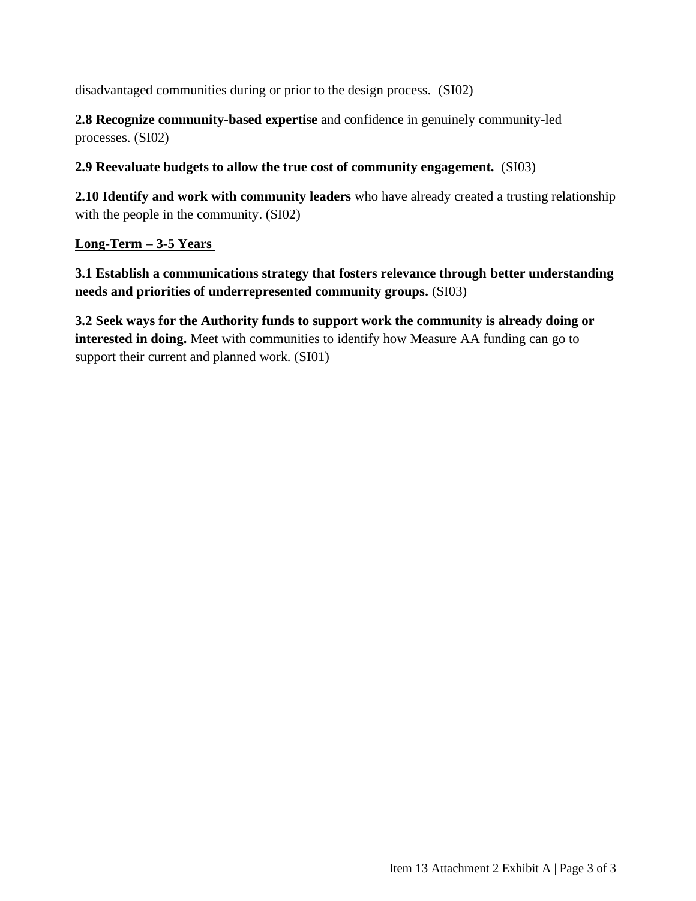disadvantaged communities during or prior to the design process. (SI02)

**2.8 Recognize community-based expertise** and confidence in genuinely community-led processes. (SI02)

**2.9 Reevaluate budgets to allow the true cost of community engagement.** (SI03)

**2.10 Identify and work with community leaders** who have already created a trusting relationship with the people in the community. (SI02)

**Long-Term – 3-5 Years**

**3.1 Establish a communications strategy that fosters relevance through better understanding needs and priorities of underrepresented community groups.** (SI03)

**3.2 Seek ways for the Authority funds to support work the community is already doing or interested in doing.** Meet with communities to identify how Measure AA funding can go to support their current and planned work. (SI01)